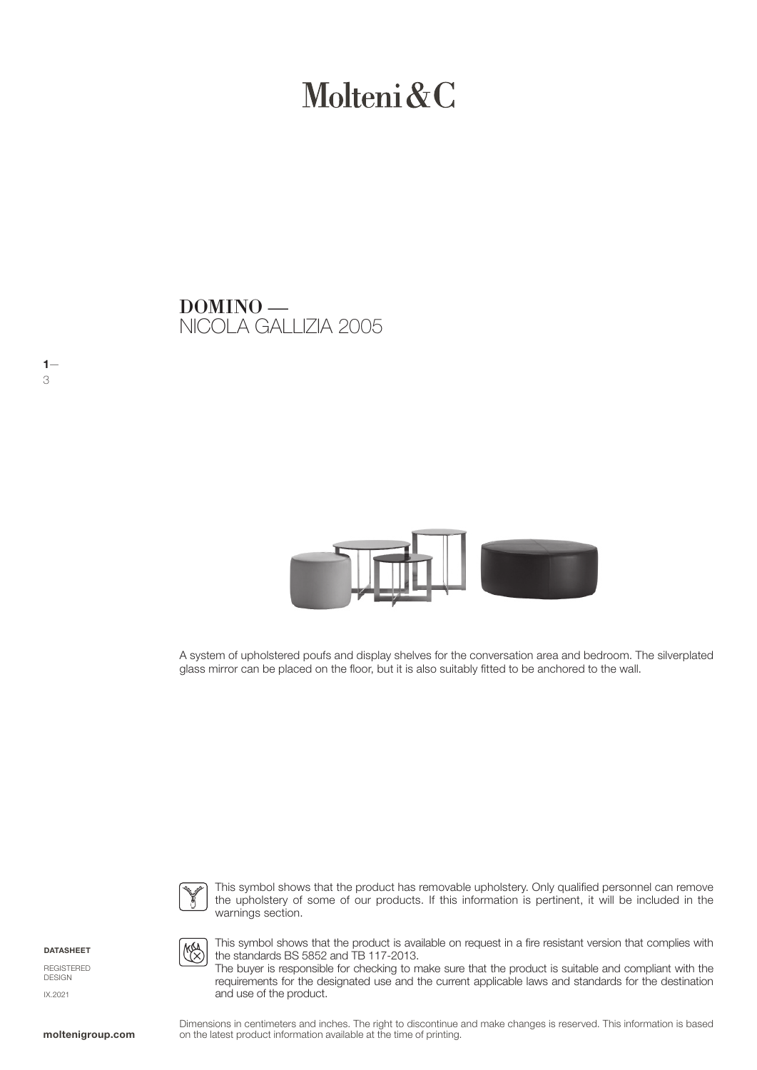# Molteni&C

## DOMINO —
NICOLA GALLIZIA 2005

A system of upholstered poufs and display shelves for the conversation area and bedroom. The silverplated glass mirror can be placed on the floor, but it is also suitably fitted to be anchored to the wall.

This symbol shows that the product has removable upholstery. Only qualified personnel can remove the upholstery of some of our products. If this information is pertinent, it will be included in the warnings section.

This symbol shows that the product is available on request in a fire resistant version that complies with the standards BS 5852 and TB 117-2013.
The buyer is responsible for checking to make sure that the product is suitable and compliant with the requirements for the designated use and the current applicable laws and standards for the destination and use of the product.

**DATASHEET**

REGISTERED DESIGN

IX.2021

Dimensions in centimeters and inches. The right to discontinue and make changes is reserved. This information is based on the latest product information available at the time of printing.

**moltenigroup.com**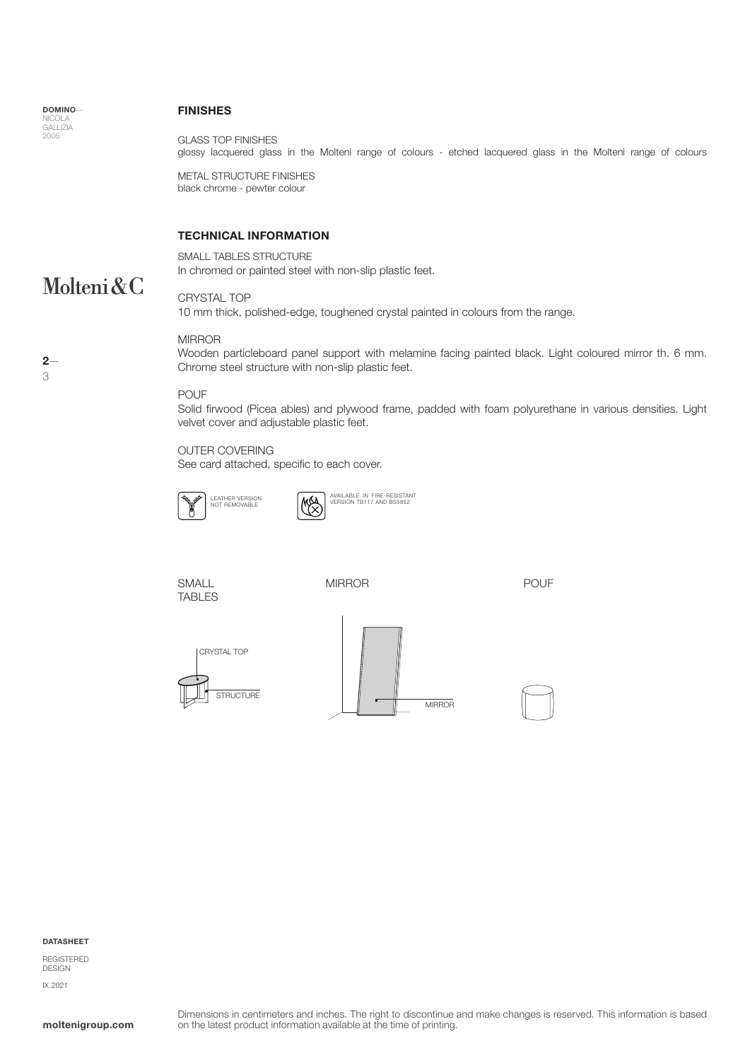## FINISHES

GLASS TOP FINISHES
glossy lacquered glass in the Molteni range of colours - etched lacquered glass in the Molteni range of colours

METAL STRUCTURE FINISHES
black chrome - pewter colour

## TECHNICAL INFORMATION

SMALL TABLES STRUCTURE
In chromed or painted steel with non-slip plastic feet.

CRYSTAL TOP
10 mm thick, polished-edge, toughened crystal painted in colours from the range.

MIRROR
Wooden particleboard panel support with melamine facing painted black. Light coloured mirror th. 6 mm. Chrome steel structure with non-slip plastic feet.

POUF
Solid firwood (Picea abies) and plywood frame, padded with foam polyurethane in various densities. Light velvet cover and adjustable plastic feet.

OUTER COVERING
See card attached, specific to each cover.

LEATHER VERSION NOT REMOVABLE

AVAILABLE IN FIRE-RESISTANT VERSION TB117 AND BS5852

SMALL TABLES

CRYSTAL TOP

STRUCTURE

MIRROR

MIRROR

POUF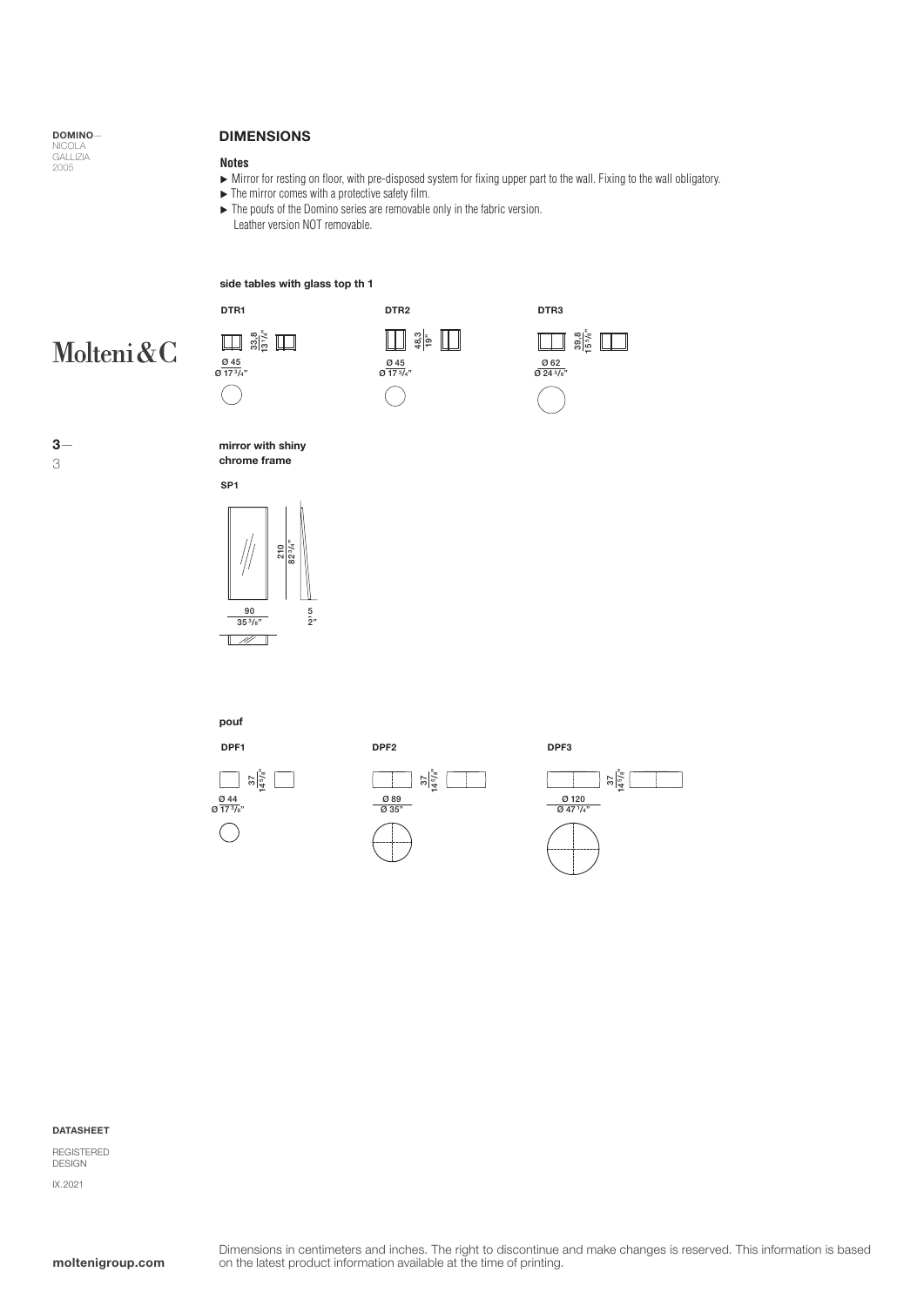DOMINO—
NICOLA
GALLIZIA
2005

## DIMENSIONS

### Notes

- ▶ Mirror for resting on floor, with pre-disposed system for fixing upper part to the wall. Fixing to the wall obligatory.
- ▶ The mirror comes with a protective safety film.
- ▶ The poufs of the Domino series are removable only in the fabric version.
  Leather version NOT removable.

**side tables with glass top th 1**

**DTR1**

33,8
13 1/4"
Ø 45
Ø 17 3/4"

**DTR2**

48,3
19"
Ø 45
Ø 17 3/4"

**DTR3**

39,8
15 5/8"
Ø 62
Ø 24 3/8"

**mirror with shiny chrome frame**

**SP1**

210
82 3/4"
90
35 3/8"
5
2"

**pouf**

**DPF1**

37
14 5/8"
Ø 44
Ø 17 3/8"

**DPF2**

37
14 5/8"
Ø 89
Ø 35"

**DPF3**

37
14 5/8"
Ø 120
Ø 47 1/4"

**DATASHEET**

REGISTERED DESIGN

IX.2021

**moltenigroup.com**

Dimensions in centimeters and inches. The right to discontinue and make changes is reserved. This information is based on the latest product information available at the time of printing.